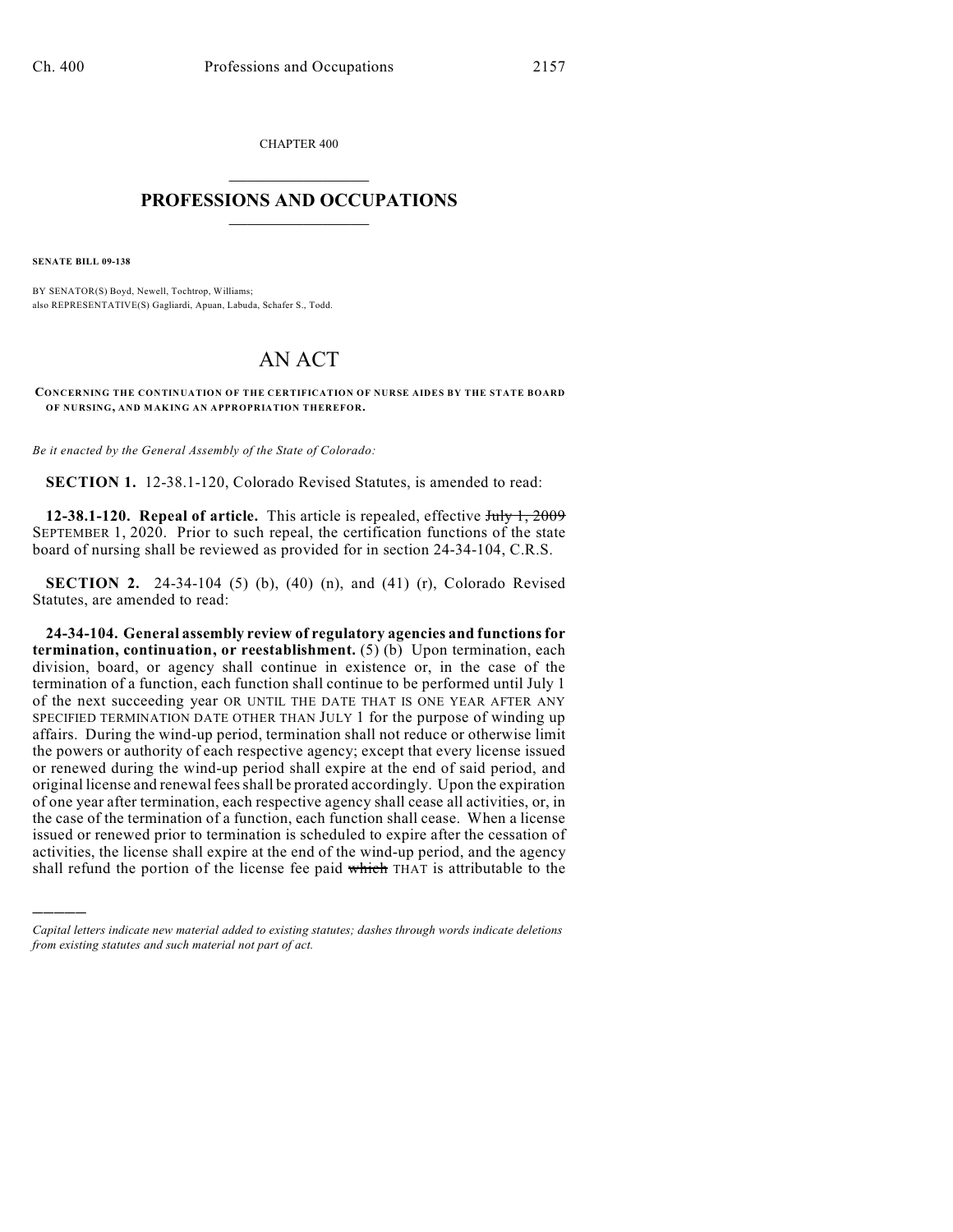CHAPTER 400

# PROFESSIONS AND OCCUPATIONS

**SENATE BILL 09-138**

BY SENATOR(S) Boyd, Newell, Tochtrop, Williams;
also REPRESENTATIVE(S) Gagliardi, Apuan, Labuda, Schafer S., Todd.

# AN ACT

**CONCERNING THE CONTINUATION OF THE CERTIFICATION OF NURSE AIDES BY THE STATE BOARD OF NURSING, AND MAKING AN APPROPRIATION THEREFOR.**

*Be it enacted by the General Assembly of the State of Colorado:*

**SECTION 1.** 12-38.1-120, Colorado Revised Statutes, is amended to read:

**12-38.1-120. Repeal of article.** This article is repealed, effective ~~July 1, 2009~~ SEPTEMBER 1, 2020. Prior to such repeal, the certification functions of the state board of nursing shall be reviewed as provided for in section 24-34-104, C.R.S.

**SECTION 2.** 24-34-104 (5) (b), (40) (n), and (41) (r), Colorado Revised Statutes, are amended to read:

**24-34-104. General assembly review of regulatory agencies and functions for termination, continuation, or reestablishment.** (5) (b) Upon termination, each division, board, or agency shall continue in existence or, in the case of the termination of a function, each function shall continue to be performed until July 1 of the next succeeding year OR UNTIL THE DATE THAT IS ONE YEAR AFTER ANY SPECIFIED TERMINATION DATE OTHER THAN JULY 1 for the purpose of winding up affairs. During the wind-up period, termination shall not reduce or otherwise limit the powers or authority of each respective agency; except that every license issued or renewed during the wind-up period shall expire at the end of said period, and original license and renewal fees shall be prorated accordingly. Upon the expiration of one year after termination, each respective agency shall cease all activities, or, in the case of the termination of a function, each function shall cease. When a license issued or renewed prior to termination is scheduled to expire after the cessation of activities, the license shall expire at the end of the wind-up period, and the agency shall refund the portion of the license fee paid ~~which~~ THAT is attributable to the

———

*Capital letters indicate new material added to existing statutes; dashes through words indicate deletions from existing statutes and such material not part of act.*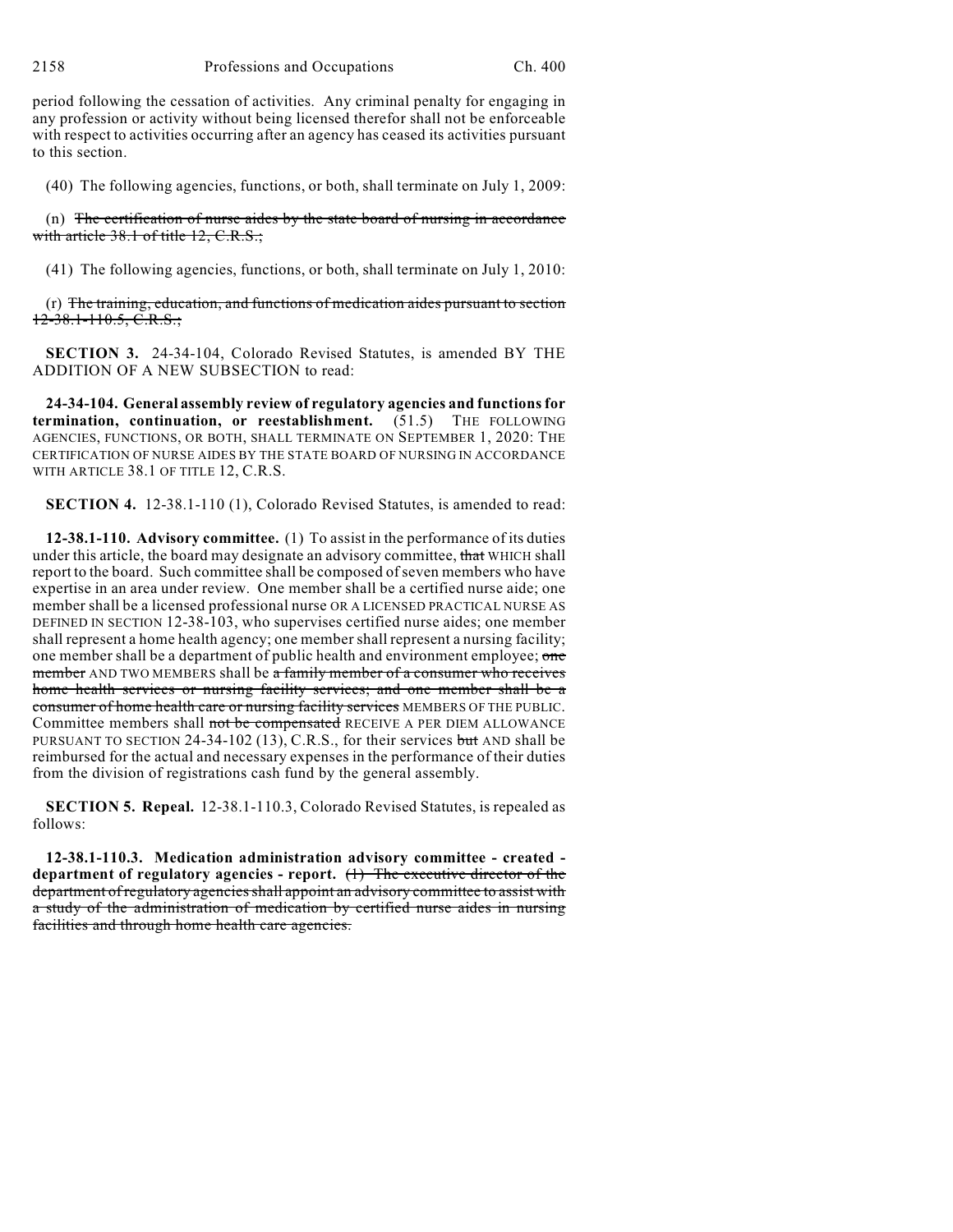period following the cessation of activities. Any criminal penalty for engaging in any profession or activity without being licensed therefor shall not be enforceable with respect to activities occurring after an agency has ceased its activities pursuant to this section.

(40) The following agencies, functions, or both, shall terminate on July 1, 2009:

(n) ~~The certification of nurse aides by the state board of nursing in accordance with article 38.1 of title 12, C.R.S.;~~

(41) The following agencies, functions, or both, shall terminate on July 1, 2010:

(r) ~~The training, education, and functions of medication aides pursuant to section 12-38.1-110.5, C.R.S.;~~

**SECTION 3.** 24-34-104, Colorado Revised Statutes, is amended BY THE ADDITION OF A NEW SUBSECTION to read:

**24-34-104. General assembly review of regulatory agencies and functions for termination, continuation, or reestablishment.** (51.5) THE FOLLOWING AGENCIES, FUNCTIONS, OR BOTH, SHALL TERMINATE ON SEPTEMBER 1, 2020: THE CERTIFICATION OF NURSE AIDES BY THE STATE BOARD OF NURSING IN ACCORDANCE WITH ARTICLE 38.1 OF TITLE 12, C.R.S.

**SECTION 4.** 12-38.1-110 (1), Colorado Revised Statutes, is amended to read:

**12-38.1-110. Advisory committee.** (1) To assist in the performance of its duties under this article, the board may designate an advisory committee, ~~that~~ WHICH shall report to the board. Such committee shall be composed of seven members who have expertise in an area under review. One member shall be a certified nurse aide; one member shall be a licensed professional nurse OR A LICENSED PRACTICAL NURSE AS DEFINED IN SECTION 12-38-103, who supervises certified nurse aides; one member shall represent a home health agency; one member shall represent a nursing facility; one member shall be a department of public health and environment employee; ~~one member~~ AND TWO MEMBERS shall be ~~a family member of a consumer who receives home health services or nursing facility services; and one member shall be a consumer of home health care or nursing facility services~~ MEMBERS OF THE PUBLIC. Committee members shall ~~not be compensated~~ RECEIVE A PER DIEM ALLOWANCE PURSUANT TO SECTION 24-34-102 (13), C.R.S., for their services ~~but~~ AND shall be reimbursed for the actual and necessary expenses in the performance of their duties from the division of registrations cash fund by the general assembly.

**SECTION 5. Repeal.** 12-38.1-110.3, Colorado Revised Statutes, is repealed as follows:

**12-38.1-110.3. Medication administration advisory committee - created - department of regulatory agencies - report.** ~~(1) The executive director of the department of regulatory agencies shall appoint an advisory committee to assist with a study of the administration of medication by certified nurse aides in nursing facilities and through home health care agencies.~~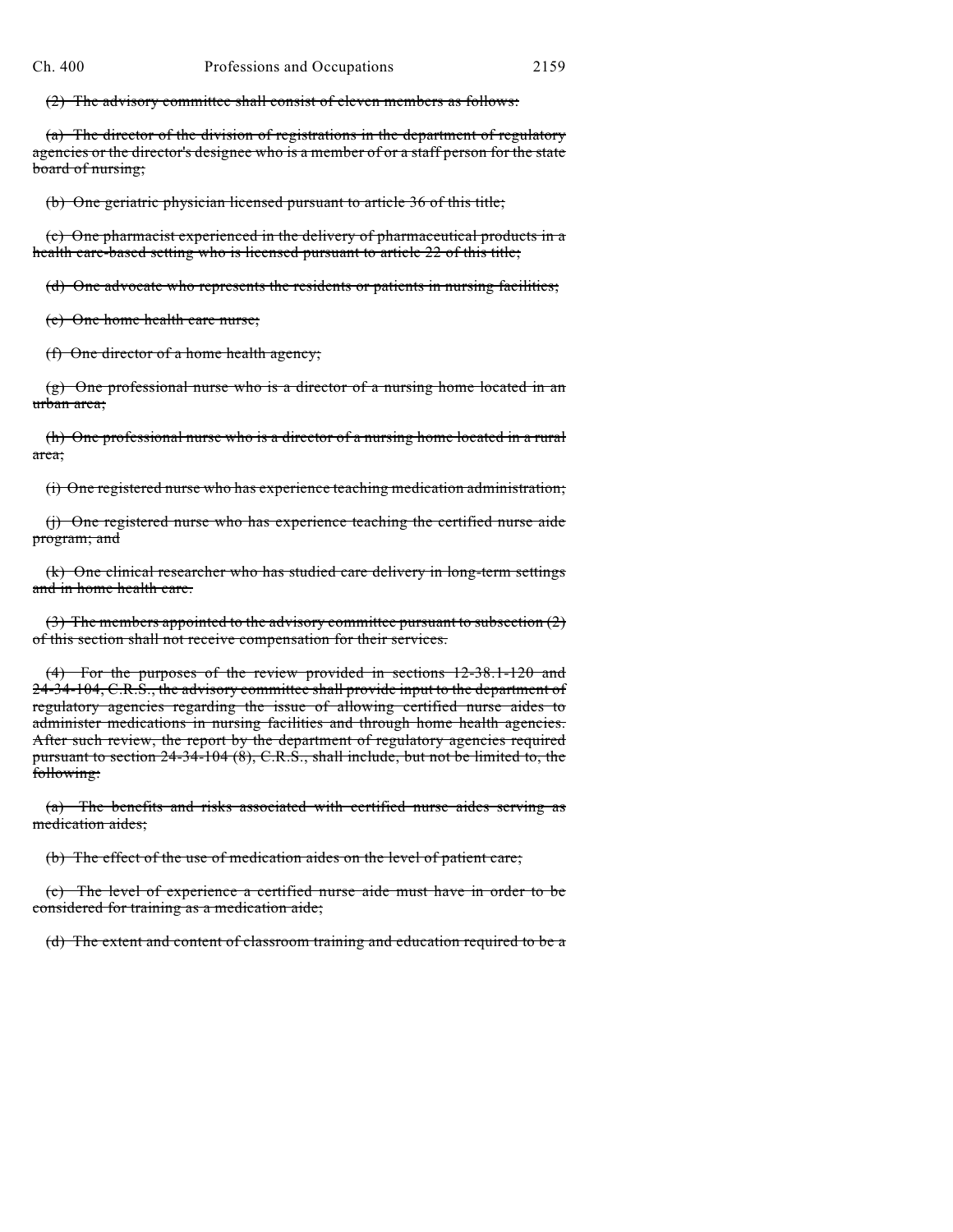~~(2) The advisory committee shall consist of eleven members as follows:~~

~~(a) The director of the division of registrations in the department of regulatory agencies or the director's designee who is a member of or a staff person for the state board of nursing;~~

~~(b) One geriatric physician licensed pursuant to article 36 of this title;~~

~~(c) One pharmacist experienced in the delivery of pharmaceutical products in a health care-based setting who is licensed pursuant to article 22 of this title;~~

~~(d) One advocate who represents the residents or patients in nursing facilities;~~

~~(e) One home health care nurse;~~

~~(f) One director of a home health agency;~~

~~(g) One professional nurse who is a director of a nursing home located in an urban area;~~

~~(h) One professional nurse who is a director of a nursing home located in a rural area;~~

~~(i) One registered nurse who has experience teaching medication administration;~~

~~(j) One registered nurse who has experience teaching the certified nurse aide program; and~~

~~(k) One clinical researcher who has studied care delivery in long-term settings and in home health care.~~

~~(3) The members appointed to the advisory committee pursuant to subsection (2) of this section shall not receive compensation for their services.~~

~~(4) For the purposes of the review provided in sections 12-38.1-120 and 24-34-104, C.R.S., the advisory committee shall provide input to the department of regulatory agencies regarding the issue of allowing certified nurse aides to administer medications in nursing facilities and through home health agencies. After such review, the report by the department of regulatory agencies required pursuant to section 24-34-104 (8), C.R.S., shall include, but not be limited to, the following:~~

~~(a) The benefits and risks associated with certified nurse aides serving as medication aides;~~

~~(b) The effect of the use of medication aides on the level of patient care;~~

~~(c) The level of experience a certified nurse aide must have in order to be considered for training as a medication aide;~~

~~(d) The extent and content of classroom training and education required to be a~~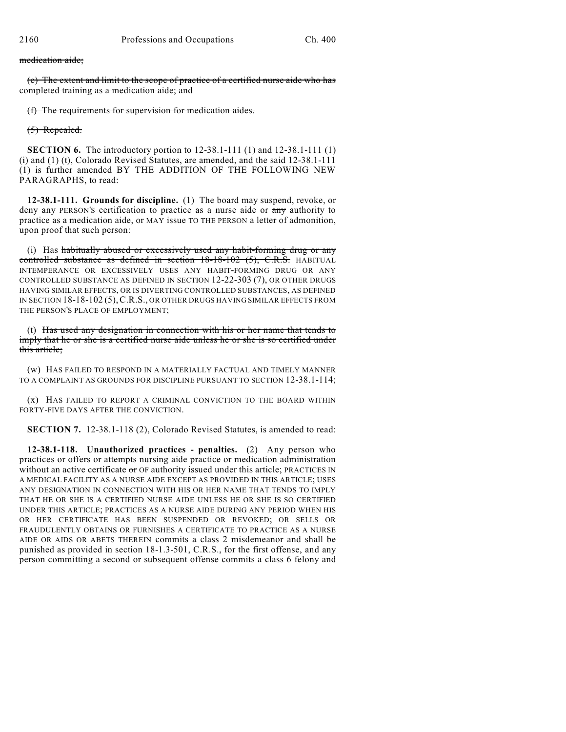~~medication aide;~~

~~(e) The extent and limit to the scope of practice of a certified nurse aide who has completed training as a medication aide; and~~

~~(f) The requirements for supervision for medication aides.~~

~~(5) Repealed.~~

**SECTION 6.** The introductory portion to 12-38.1-111 (1) and 12-38.1-111 (1) (i) and (1) (t), Colorado Revised Statutes, are amended, and the said 12-38.1-111 (1) is further amended BY THE ADDITION OF THE FOLLOWING NEW PARAGRAPHS, to read:

**12-38.1-111. Grounds for discipline.** (1) The board may suspend, revoke, or deny any PERSON'S certification to practice as a nurse aide or ~~any~~ authority to practice as a medication aide, or MAY issue TO THE PERSON a letter of admonition, upon proof that such person:

(i) Has ~~habitually abused or excessively used any habit-forming drug or any controlled substance as defined in section 18-18-102 (5), C.R.S.~~ HABITUAL INTEMPERANCE OR EXCESSIVELY USES ANY HABIT-FORMING DRUG OR ANY CONTROLLED SUBSTANCE AS DEFINED IN SECTION 12-22-303 (7), OR OTHER DRUGS HAVING SIMILAR EFFECTS, OR IS DIVERTING CONTROLLED SUBSTANCES, AS DEFINED IN SECTION 18-18-102 (5), C.R.S., OR OTHER DRUGS HAVING SIMILAR EFFECTS FROM THE PERSON'S PLACE OF EMPLOYMENT;

(t) ~~Has used any designation in connection with his or her name that tends to imply that he or she is a certified nurse aide unless he or she is so certified under this article;~~

(w) HAS FAILED TO RESPOND IN A MATERIALLY FACTUAL AND TIMELY MANNER TO A COMPLAINT AS GROUNDS FOR DISCIPLINE PURSUANT TO SECTION 12-38.1-114;

(x) HAS FAILED TO REPORT A CRIMINAL CONVICTION TO THE BOARD WITHIN FORTY-FIVE DAYS AFTER THE CONVICTION.

**SECTION 7.** 12-38.1-118 (2), Colorado Revised Statutes, is amended to read:

**12-38.1-118. Unauthorized practices - penalties.** (2) Any person who practices or offers or attempts nursing aide practice or medication administration without an active certificate ~~or~~ OF authority issued under this article; PRACTICES IN A MEDICAL FACILITY AS A NURSE AIDE EXCEPT AS PROVIDED IN THIS ARTICLE; USES ANY DESIGNATION IN CONNECTION WITH HIS OR HER NAME THAT TENDS TO IMPLY THAT HE OR SHE IS A CERTIFIED NURSE AIDE UNLESS HE OR SHE IS SO CERTIFIED UNDER THIS ARTICLE; PRACTICES AS A NURSE AIDE DURING ANY PERIOD WHEN HIS OR HER CERTIFICATE HAS BEEN SUSPENDED OR REVOKED; OR SELLS OR FRAUDULENTLY OBTAINS OR FURNISHES A CERTIFICATE TO PRACTICE AS A NURSE AIDE OR AIDS OR ABETS THEREIN commits a class 2 misdemeanor and shall be punished as provided in section 18-1.3-501, C.R.S., for the first offense, and any person committing a second or subsequent offense commits a class 6 felony and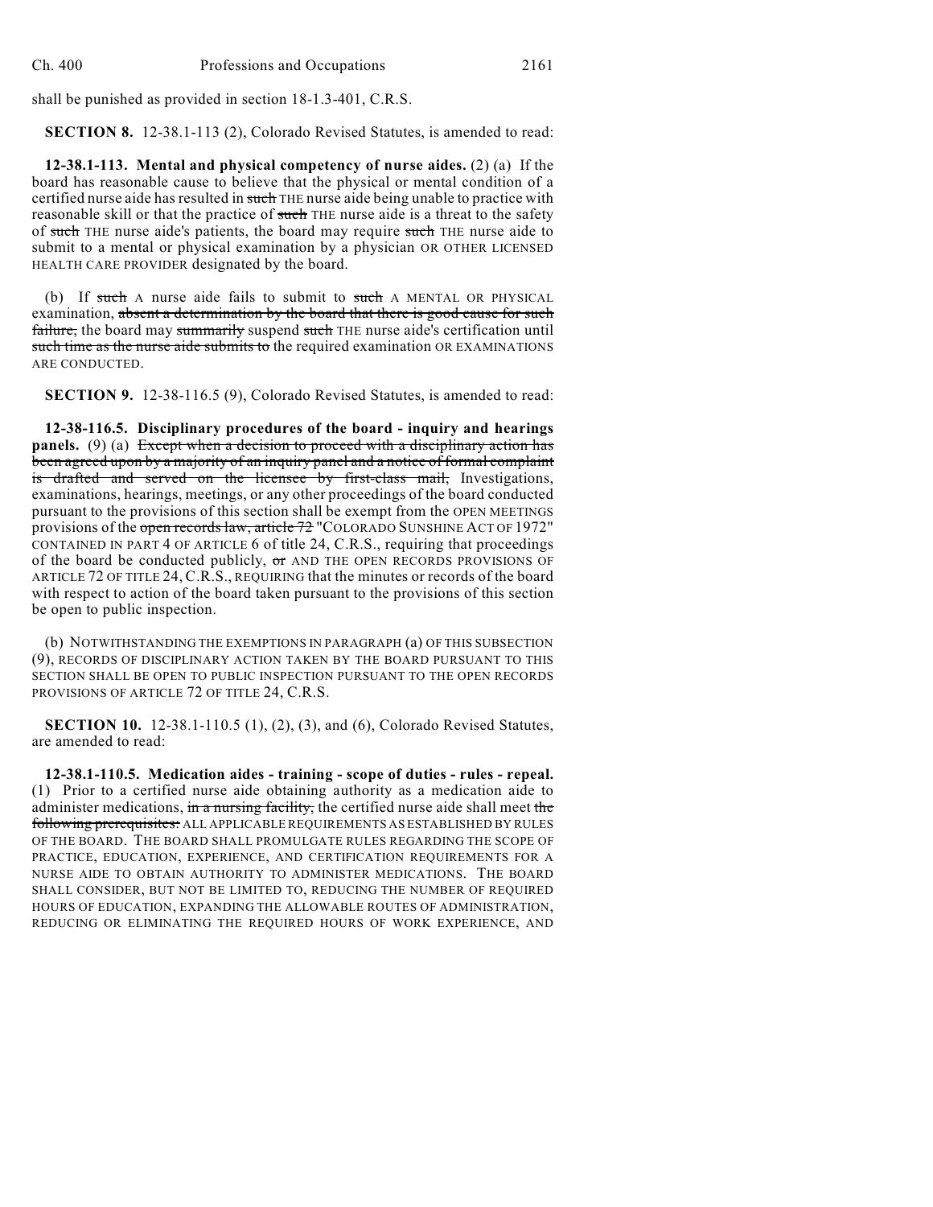shall be punished as provided in section 18-1.3-401, C.R.S.

**SECTION 8.** 12-38.1-113 (2), Colorado Revised Statutes, is amended to read:

**12-38.1-113. Mental and physical competency of nurse aides.** (2) (a) If the board has reasonable cause to believe that the physical or mental condition of a certified nurse aide has resulted in ~~such~~ THE nurse aide being unable to practice with reasonable skill or that the practice of ~~such~~ THE nurse aide is a threat to the safety of ~~such~~ THE nurse aide's patients, the board may require ~~such~~ THE nurse aide to submit to a mental or physical examination by a physician OR OTHER LICENSED HEALTH CARE PROVIDER designated by the board.

(b) If ~~such~~ A nurse aide fails to submit to ~~such~~ A MENTAL OR PHYSICAL examination, ~~absent a determination by the board that there is good cause for such failure,~~ the board may ~~summarily~~ suspend ~~such~~ THE nurse aide's certification until ~~such time as the nurse aide submits to~~ the required examination OR EXAMINATIONS ARE CONDUCTED.

**SECTION 9.** 12-38-116.5 (9), Colorado Revised Statutes, is amended to read:

**12-38-116.5. Disciplinary procedures of the board - inquiry and hearings panels.** (9) (a) ~~Except when a decision to proceed with a disciplinary action has been agreed upon by a majority of an inquiry panel and a notice of formal complaint is drafted and served on the licensee by first-class mail,~~ Investigations, examinations, hearings, meetings, or any other proceedings of the board conducted pursuant to the provisions of this section shall be exempt from the OPEN MEETINGS provisions of the ~~open records law, article 72~~ "COLORADO SUNSHINE ACT OF 1972" CONTAINED IN PART 4 OF ARTICLE 6 of title 24, C.R.S., requiring that proceedings of the board be conducted publicly, ~~or~~ AND THE OPEN RECORDS PROVISIONS OF ARTICLE 72 OF TITLE 24, C.R.S., REQUIRING that the minutes or records of the board with respect to action of the board taken pursuant to the provisions of this section be open to public inspection.

(b) NOTWITHSTANDING THE EXEMPTIONS IN PARAGRAPH (a) OF THIS SUBSECTION (9), RECORDS OF DISCIPLINARY ACTION TAKEN BY THE BOARD PURSUANT TO THIS SECTION SHALL BE OPEN TO PUBLIC INSPECTION PURSUANT TO THE OPEN RECORDS PROVISIONS OF ARTICLE 72 OF TITLE 24, C.R.S.

**SECTION 10.** 12-38.1-110.5 (1), (2), (3), and (6), Colorado Revised Statutes, are amended to read:

**12-38.1-110.5. Medication aides - training - scope of duties - rules - repeal.** (1) Prior to a certified nurse aide obtaining authority as a medication aide to administer medications, ~~in a nursing facility,~~ the certified nurse aide shall meet ~~the following prerequisites:~~ ALL APPLICABLE REQUIREMENTS AS ESTABLISHED BY RULES OF THE BOARD. THE BOARD SHALL PROMULGATE RULES REGARDING THE SCOPE OF PRACTICE, EDUCATION, EXPERIENCE, AND CERTIFICATION REQUIREMENTS FOR A NURSE AIDE TO OBTAIN AUTHORITY TO ADMINISTER MEDICATIONS. THE BOARD SHALL CONSIDER, BUT NOT BE LIMITED TO, REDUCING THE NUMBER OF REQUIRED HOURS OF EDUCATION, EXPANDING THE ALLOWABLE ROUTES OF ADMINISTRATION, REDUCING OR ELIMINATING THE REQUIRED HOURS OF WORK EXPERIENCE, AND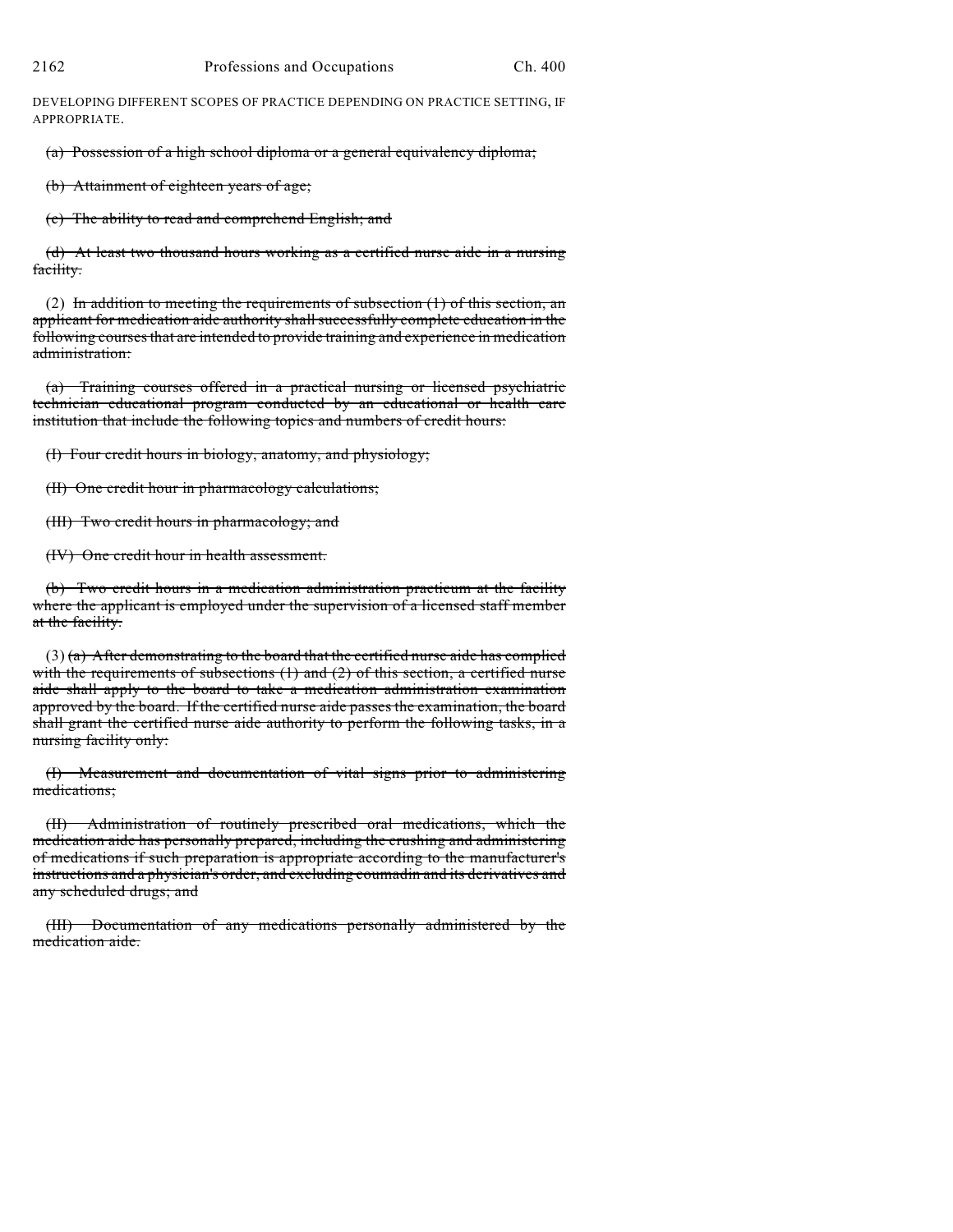DEVELOPING DIFFERENT SCOPES OF PRACTICE DEPENDING ON PRACTICE SETTING, IF APPROPRIATE.

~~(a) Possession of a high school diploma or a general equivalency diploma;~~

~~(b) Attainment of eighteen years of age;~~

~~(c) The ability to read and comprehend English; and~~

~~(d) At least two thousand hours working as a certified nurse aide in a nursing facility.~~

(2) ~~In addition to meeting the requirements of subsection (1) of this section, an applicant for medication aide authority shall successfully complete education in the following courses that are intended to provide training and experience in medication administration:~~

~~(a) Training courses offered in a practical nursing or licensed psychiatric technician educational program conducted by an educational or health care institution that include the following topics and numbers of credit hours:~~

~~(I) Four credit hours in biology, anatomy, and physiology;~~

~~(II) One credit hour in pharmacology calculations;~~

~~(III) Two credit hours in pharmacology; and~~

~~(IV) One credit hour in health assessment.~~

~~(b) Two credit hours in a medication administration practicum at the facility where the applicant is employed under the supervision of a licensed staff member at the facility.~~

(3) ~~(a) After demonstrating to the board that the certified nurse aide has complied with the requirements of subsections (1) and (2) of this section, a certified nurse aide shall apply to the board to take a medication administration examination approved by the board. If the certified nurse aide passes the examination, the board shall grant the certified nurse aide authority to perform the following tasks, in a nursing facility only:~~

~~(I) Measurement and documentation of vital signs prior to administering medications;~~

~~(II) Administration of routinely prescribed oral medications, which the medication aide has personally prepared, including the crushing and administering of medications if such preparation is appropriate according to the manufacturer's instructions and a physician's order, and excluding coumadin and its derivatives and any scheduled drugs; and~~

~~(III) Documentation of any medications personally administered by the medication aide.~~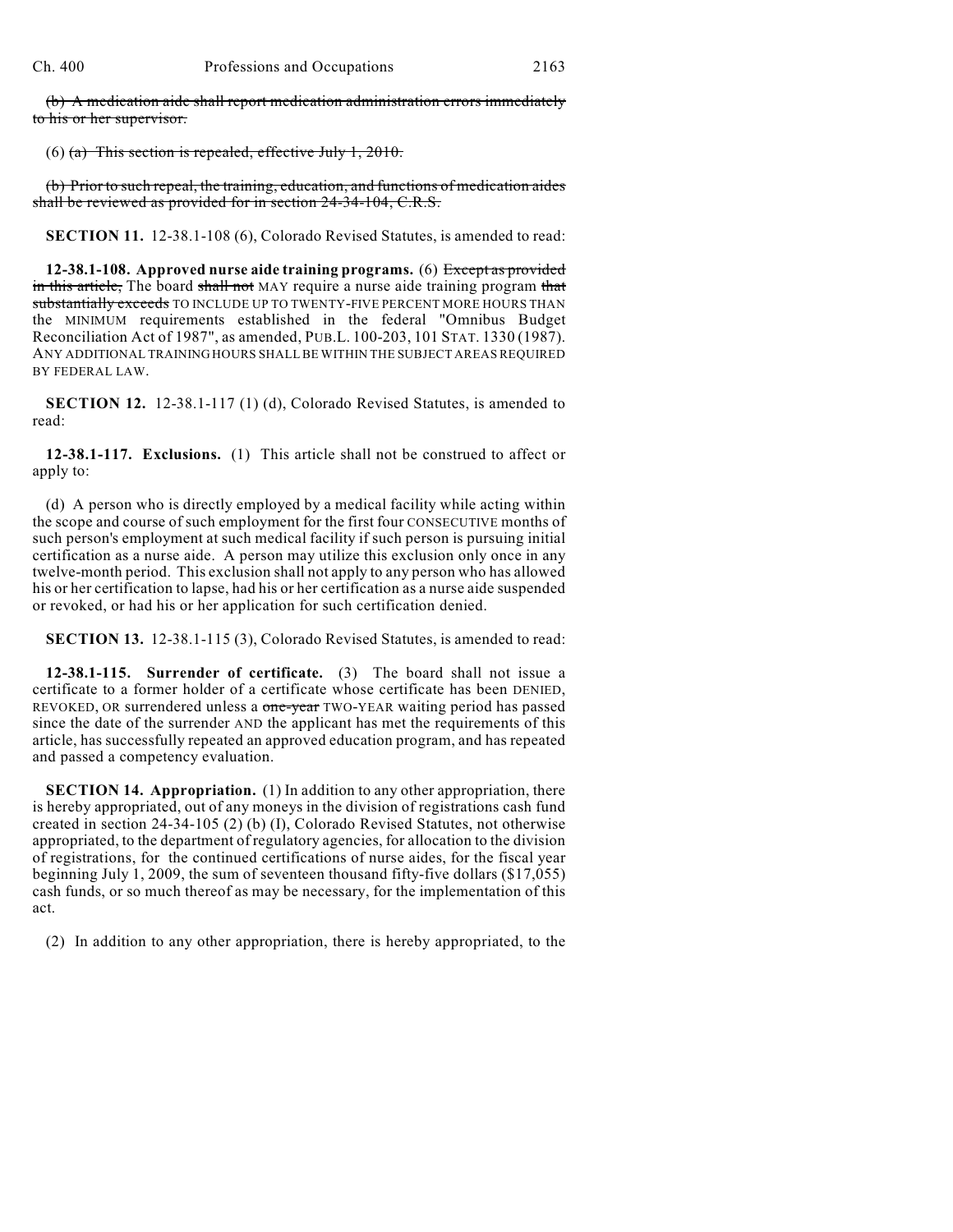~~(b) A medication aide shall report medication administration errors immediately to his or her supervisor.~~

(6) ~~(a) This section is repealed, effective July 1, 2010.~~

~~(b) Prior to such repeal, the training, education, and functions of medication aides shall be reviewed as provided for in section 24-34-104, C.R.S.~~

**SECTION 11.** 12-38.1-108 (6), Colorado Revised Statutes, is amended to read:

**12-38.1-108. Approved nurse aide training programs.** (6) ~~Except as provided in this article,~~ The board ~~shall not~~ MAY require a nurse aide training program ~~that substantially exceeds~~ TO INCLUDE UP TO TWENTY-FIVE PERCENT MORE HOURS THAN the MINIMUM requirements established in the federal "Omnibus Budget Reconciliation Act of 1987", as amended, PUB.L. 100-203, 101 STAT. 1330 (1987). ANY ADDITIONAL TRAINING HOURS SHALL BE WITHIN THE SUBJECT AREAS REQUIRED BY FEDERAL LAW.

**SECTION 12.** 12-38.1-117 (1) (d), Colorado Revised Statutes, is amended to read:

**12-38.1-117. Exclusions.** (1) This article shall not be construed to affect or apply to:

(d) A person who is directly employed by a medical facility while acting within the scope and course of such employment for the first four CONSECUTIVE months of such person's employment at such medical facility if such person is pursuing initial certification as a nurse aide. A person may utilize this exclusion only once in any twelve-month period. This exclusion shall not apply to any person who has allowed his or her certification to lapse, had his or her certification as a nurse aide suspended or revoked, or had his or her application for such certification denied.

**SECTION 13.** 12-38.1-115 (3), Colorado Revised Statutes, is amended to read:

**12-38.1-115. Surrender of certificate.** (3) The board shall not issue a certificate to a former holder of a certificate whose certificate has been DENIED, REVOKED, OR surrendered unless a ~~one-year~~ TWO-YEAR waiting period has passed since the date of the surrender AND the applicant has met the requirements of this article, has successfully repeated an approved education program, and has repeated and passed a competency evaluation.

**SECTION 14. Appropriation.** (1) In addition to any other appropriation, there is hereby appropriated, out of any moneys in the division of registrations cash fund created in section 24-34-105 (2) (b) (I), Colorado Revised Statutes, not otherwise appropriated, to the department of regulatory agencies, for allocation to the division of registrations, for the continued certifications of nurse aides, for the fiscal year beginning July 1, 2009, the sum of seventeen thousand fifty-five dollars ($17,055) cash funds, or so much thereof as may be necessary, for the implementation of this act.

(2) In addition to any other appropriation, there is hereby appropriated, to the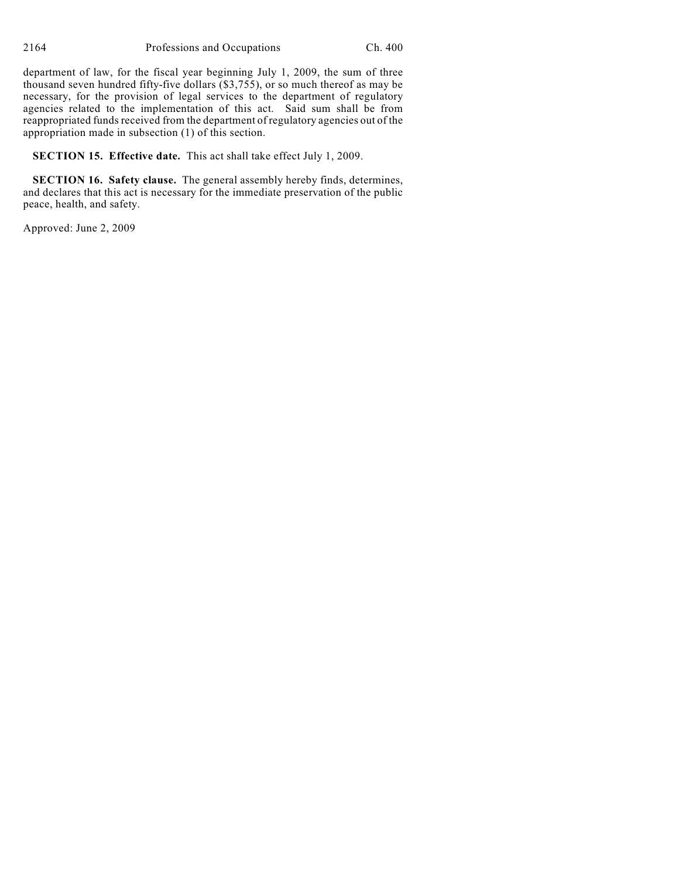department of law, for the fiscal year beginning July 1, 2009, the sum of three thousand seven hundred fifty-five dollars ($3,755), or so much thereof as may be necessary, for the provision of legal services to the department of regulatory agencies related to the implementation of this act. Said sum shall be from reappropriated funds received from the department of regulatory agencies out of the appropriation made in subsection (1) of this section.

**SECTION 15. Effective date.** This act shall take effect July 1, 2009.

**SECTION 16. Safety clause.** The general assembly hereby finds, determines, and declares that this act is necessary for the immediate preservation of the public peace, health, and safety.

Approved: June 2, 2009